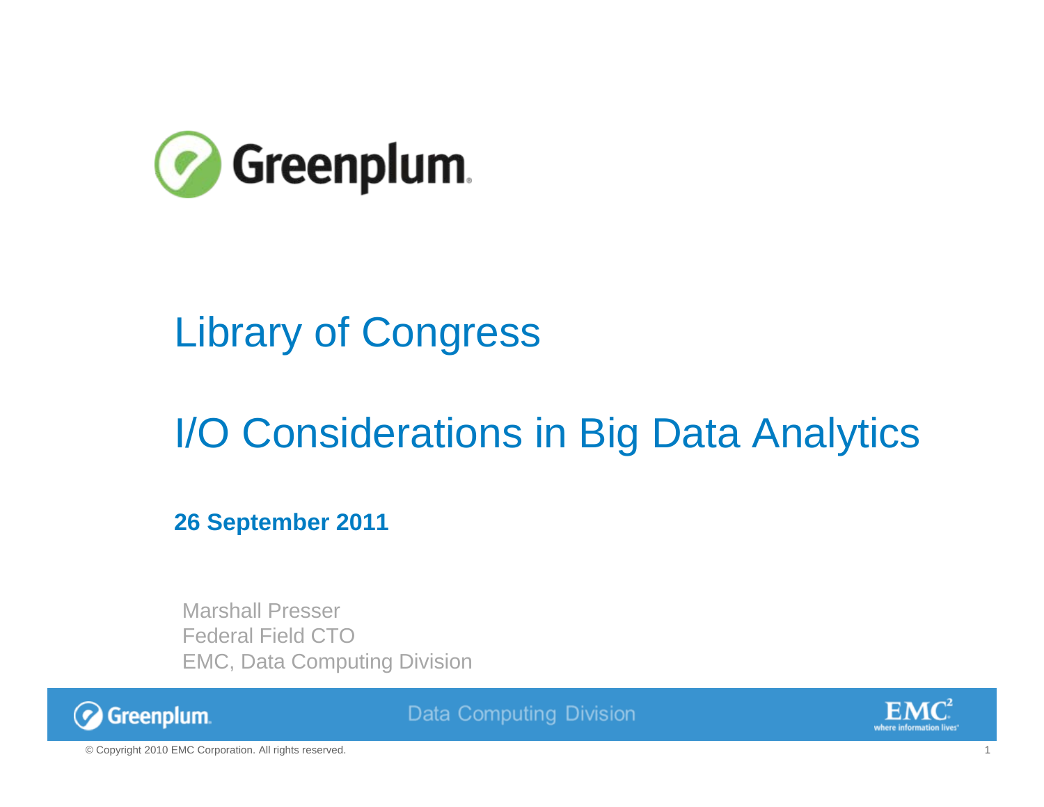Greenplum

# Library of Congress

# I/O Considerations in Big Data Analytics

**26 September 2011**

Marshall Presser
Federal Field CTO
EMC, Data Computing Division

© Copyright 2010 EMC Corporation. All rights reserved.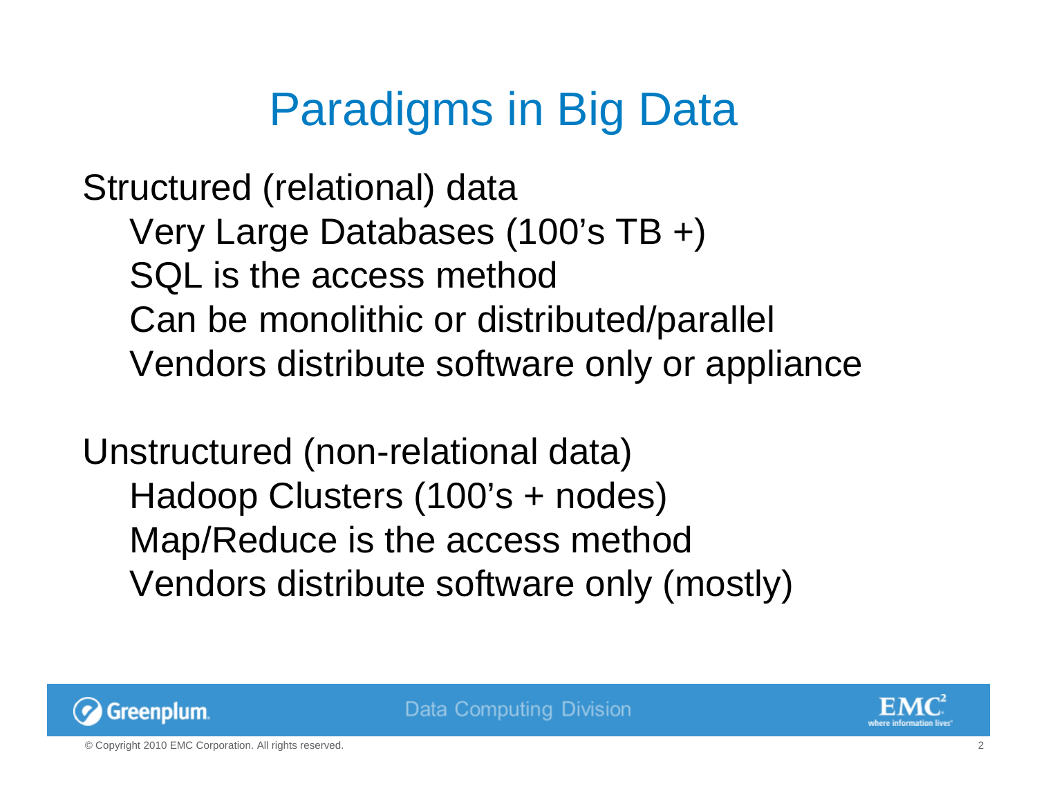# Paradigms in Big Data

Structured (relational) data

- Very Large Databases (100's TB +)
- SQL is the access method
- Can be monolithic or distributed/parallel
- Vendors distribute software only or appliance

Unstructured (non-relational data)

- Hadoop Clusters (100's + nodes)
- Map/Reduce is the access method
- Vendors distribute software only (mostly)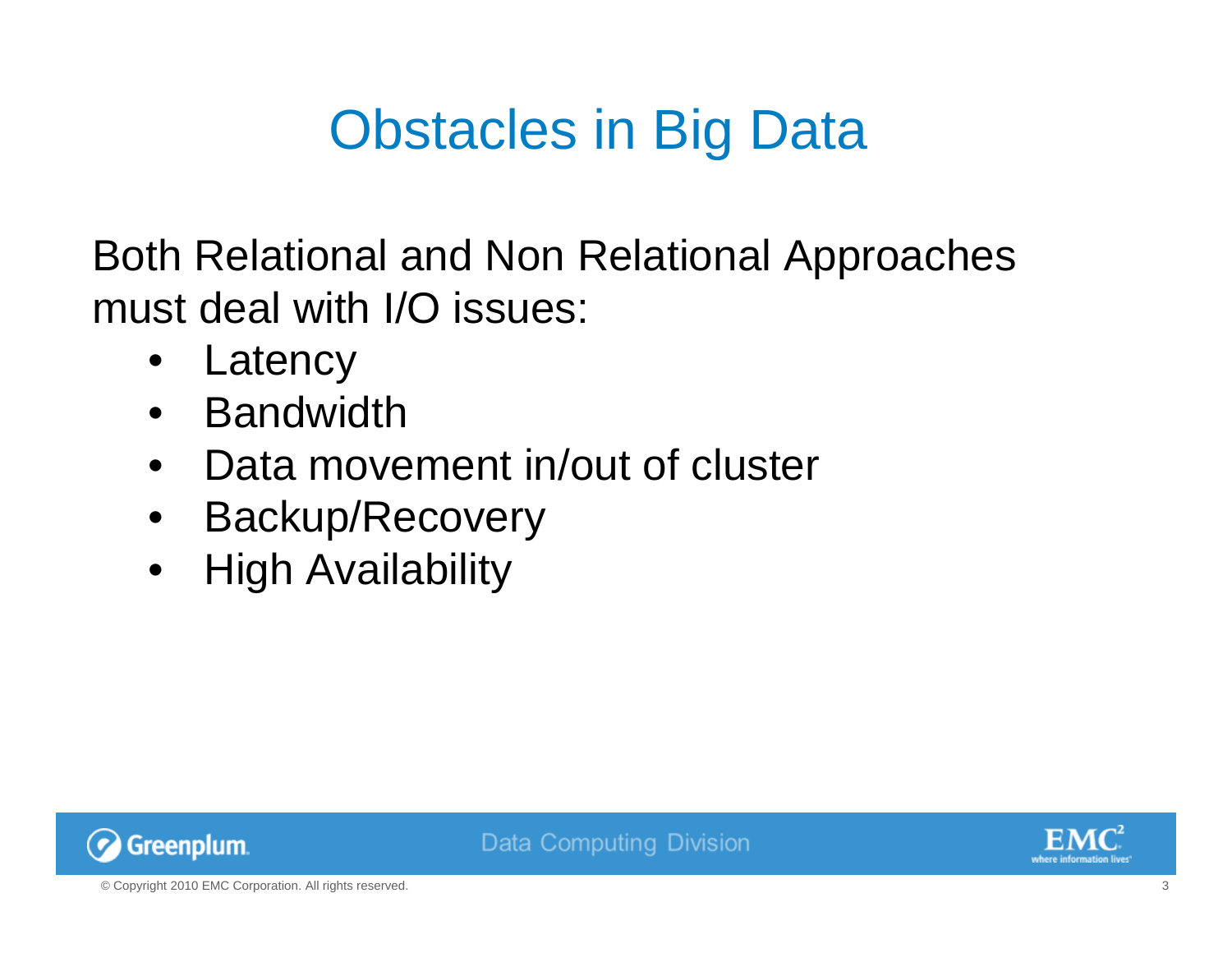# Obstacles in Big Data

Both Relational and Non Relational Approaches must deal with I/O issues:

- Latency
- Bandwidth
- Data movement in/out of cluster
- Backup/Recovery
- High Availability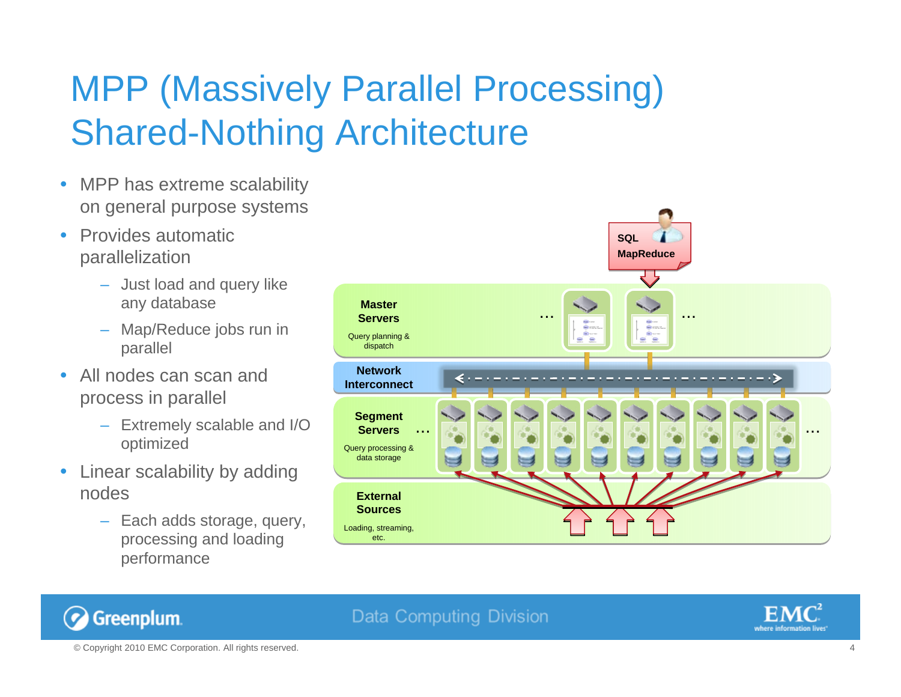# MPP (Massively Parallel Processing) Shared-Nothing Architecture

- MPP has extreme scalability on general purpose systems
- Provides automatic parallelization
  - Just load and query like any database
  - Map/Reduce jobs run in parallel
- All nodes can scan and process in parallel
  - Extremely scalable and I/O optimized
- Linear scalability by adding nodes
  - Each adds storage, query, processing and loading performance

SQL
MapReduce

**Master Servers**
Query planning & dispatch

**Network Interconnect**

**Segment Servers**
Query processing & data storage

**External Sources**
Loading, streaming, etc.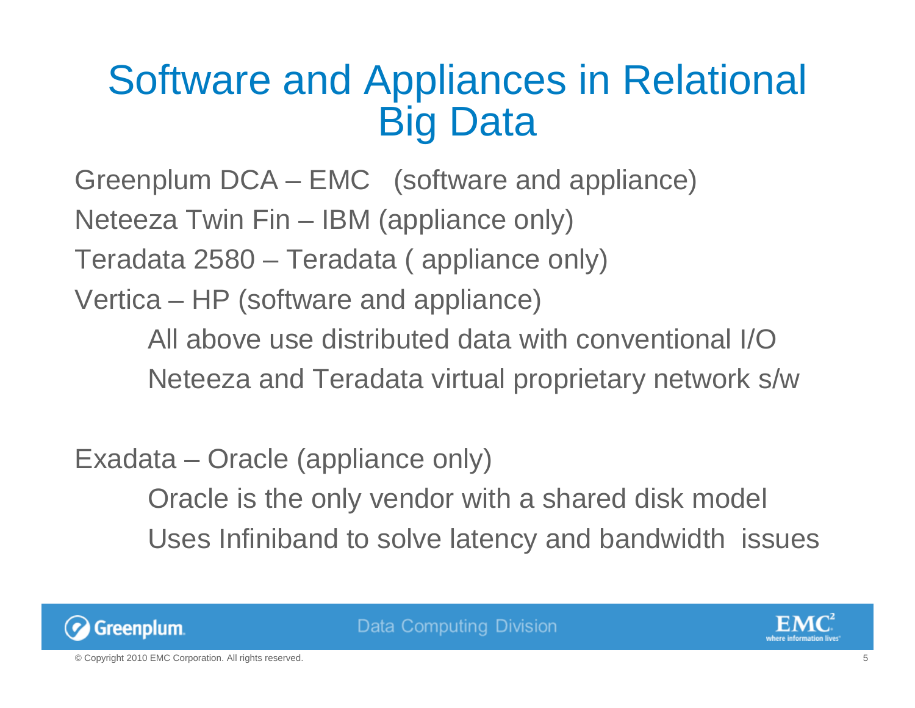# Software and Appliances in Relational Big Data

Greenplum DCA – EMC (software and appliance)

Neteeza Twin Fin – IBM (appliance only)

Teradata 2580 – Teradata ( appliance only)

Vertica – HP (software and appliance)

- All above use distributed data with conventional I/O
- Neteeza and Teradata virtual proprietary network s/w

Exadata – Oracle (appliance only)

- Oracle is the only vendor with a shared disk model
- Uses Infiniband to solve latency and bandwidth issues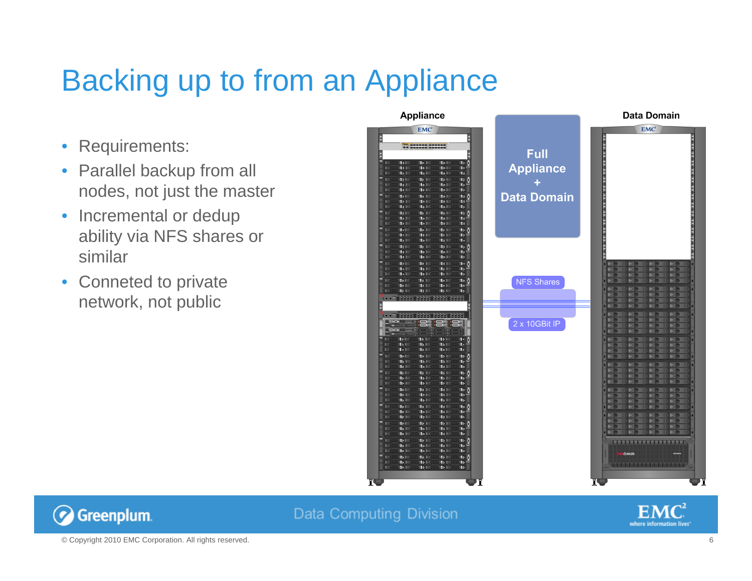# Backing up to from an Appliance

- Requirements:
- Parallel backup from all nodes, not just the master
- Incremental or dedup ability via NFS shares or similar
- Conneted to private network, not public

Appliance

Full Appliance + Data Domain

Data Domain

NFS Shares

2 x 10GBit IP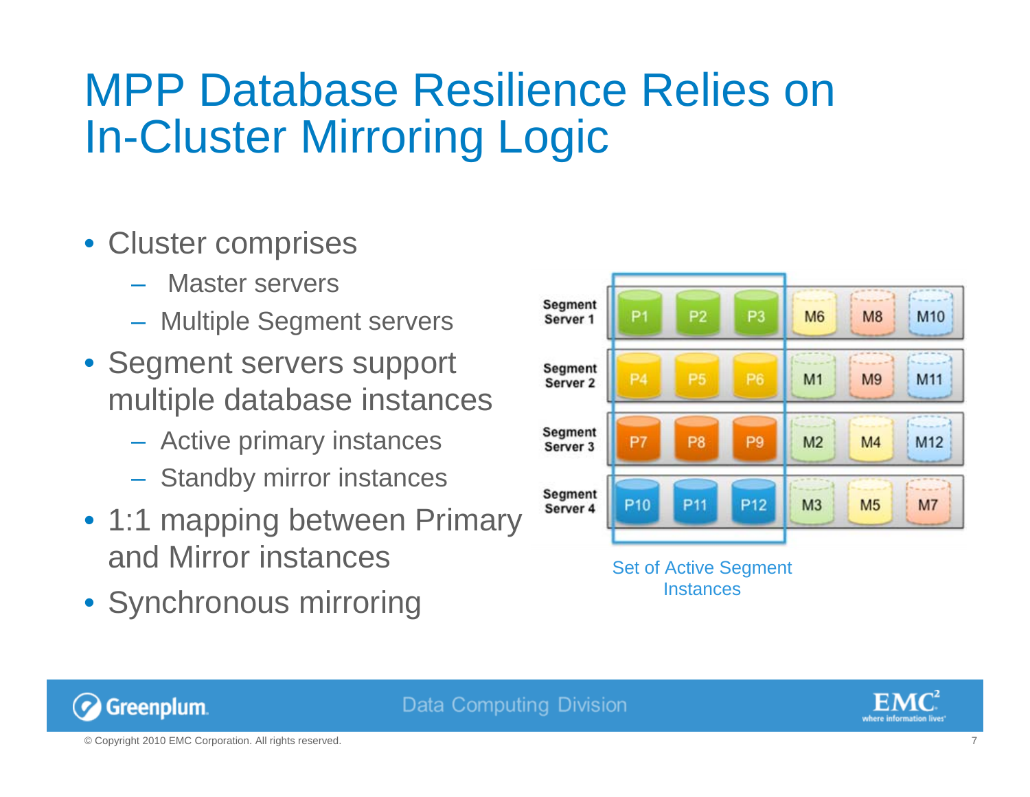# MPP Database Resilience Relies on In-Cluster Mirroring Logic

- Cluster comprises
  - Master servers
  - Multiple Segment servers
- Segment servers support multiple database instances
  - Active primary instances
  - Standby mirror instances
- 1:1 mapping between Primary and Mirror instances
- Synchronous mirroring

| | | | | | | |
|---|---|---|---|---|---|---|
| Segment Server 1 | P1 | P2 | P3 | M6 | M8 | M10 |
| Segment Server 2 | P4 | P5 | P6 | M1 | M9 | M11 |
| Segment Server 3 | P7 | P8 | P9 | M2 | M4 | M12 |
| Segment Server 4 | P10 | P11 | P12 | M3 | M5 | M7 |

Set of Active Segment Instances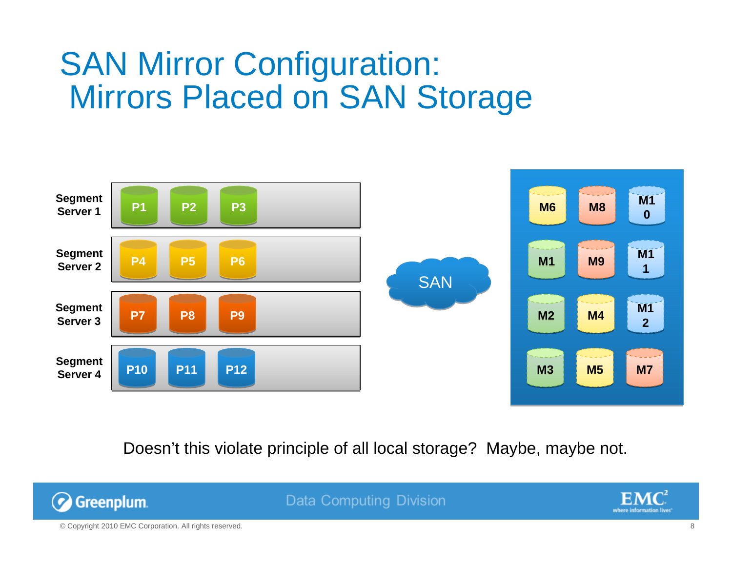# SAN Mirror Configuration: Mirrors Placed on SAN Storage

| Segment Server | Primaries |
|---|---|
| Segment Server 1 | P1, P2, P3 |
| Segment Server 2 | P4, P5, P6 |
| Segment Server 3 | P7, P8, P9 |
| Segment Server 4 | P10, P11, P12 |

SAN

| | | |
|---|---|---|
| M6 | M8 | M10 |
| M1 | M9 | M11 |
| M2 | M4 | M12 |
| M3 | M5 | M7 |

Doesn't this violate principle of all local storage? Maybe, maybe not.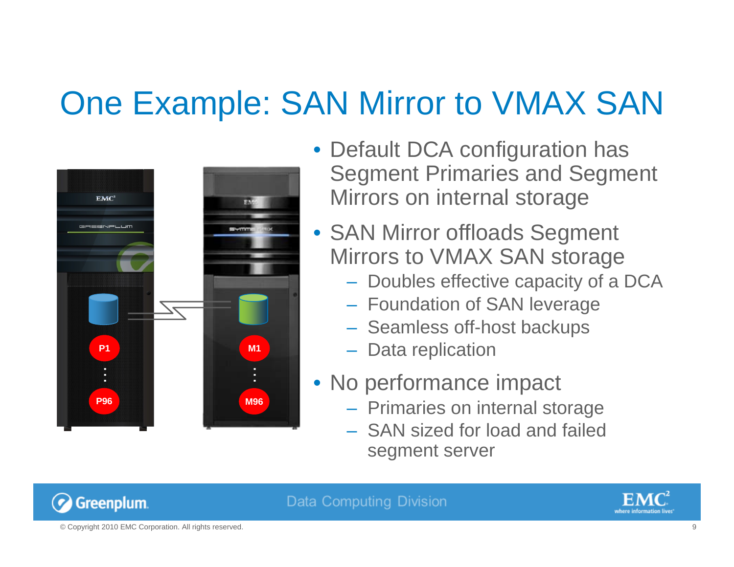# One Example: SAN Mirror to VMAX SAN

- Default DCA configuration has Segment Primaries and Segment Mirrors on internal storage
- SAN Mirror offloads Segment Mirrors to VMAX SAN storage
  - Doubles effective capacity of a DCA
  - Foundation of SAN leverage
  - Seamless off-host backups
  - Data replication
- No performance impact
  - Primaries on internal storage
  - SAN sized for load and failed segment server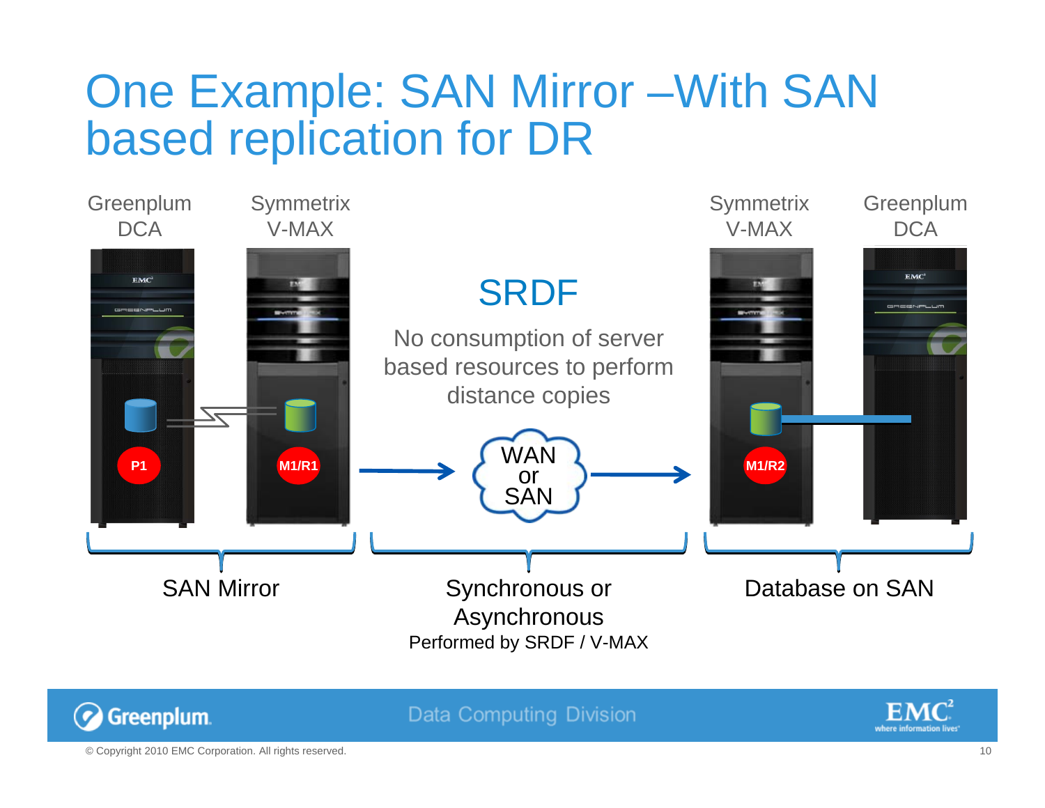# One Example: SAN Mirror –With SAN based replication for DR

Greenplum DCA

Symmetrix V-MAX

P1

M1/R1

SRDF

No consumption of server based resources to perform distance copies

WAN or SAN

Symmetrix V-MAX

Greenplum DCA

M1/R2

SAN Mirror

Synchronous or Asynchronous
Performed by SRDF / V-MAX

Database on SAN

© Copyright 2010 EMC Corporation. All rights reserved.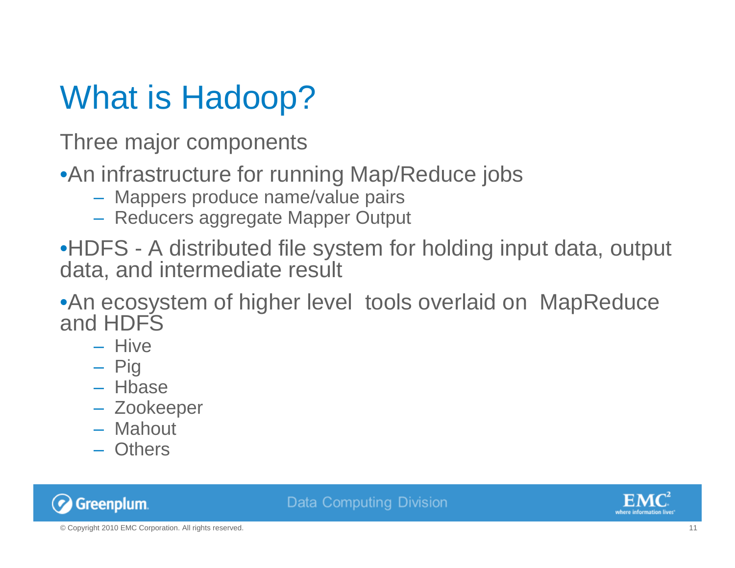# What is Hadoop?

Three major components

- An infrastructure for running Map/Reduce jobs
  - Mappers produce name/value pairs
  - Reducers aggregate Mapper Output
- HDFS - A distributed file system for holding input data, output data, and intermediate result
- An ecosystem of higher level tools overlaid on MapReduce and HDFS
  - Hive
  - Pig
  - Hbase
  - Zookeeper
  - Mahout
  - Others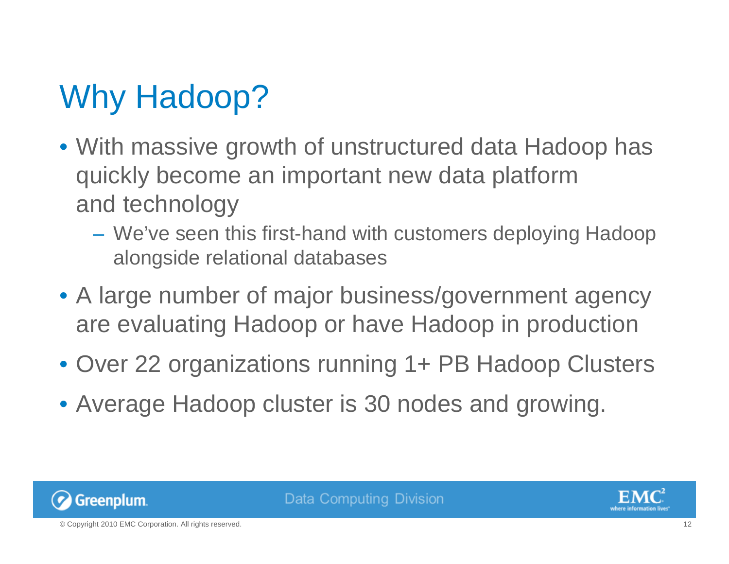# Why Hadoop?

- With massive growth of unstructured data Hadoop has quickly become an important new data platform and technology
  - We've seen this first-hand with customers deploying Hadoop alongside relational databases
- A large number of major business/government agency are evaluating Hadoop or have Hadoop in production
- Over 22 organizations running 1+ PB Hadoop Clusters
- Average Hadoop cluster is 30 nodes and growing.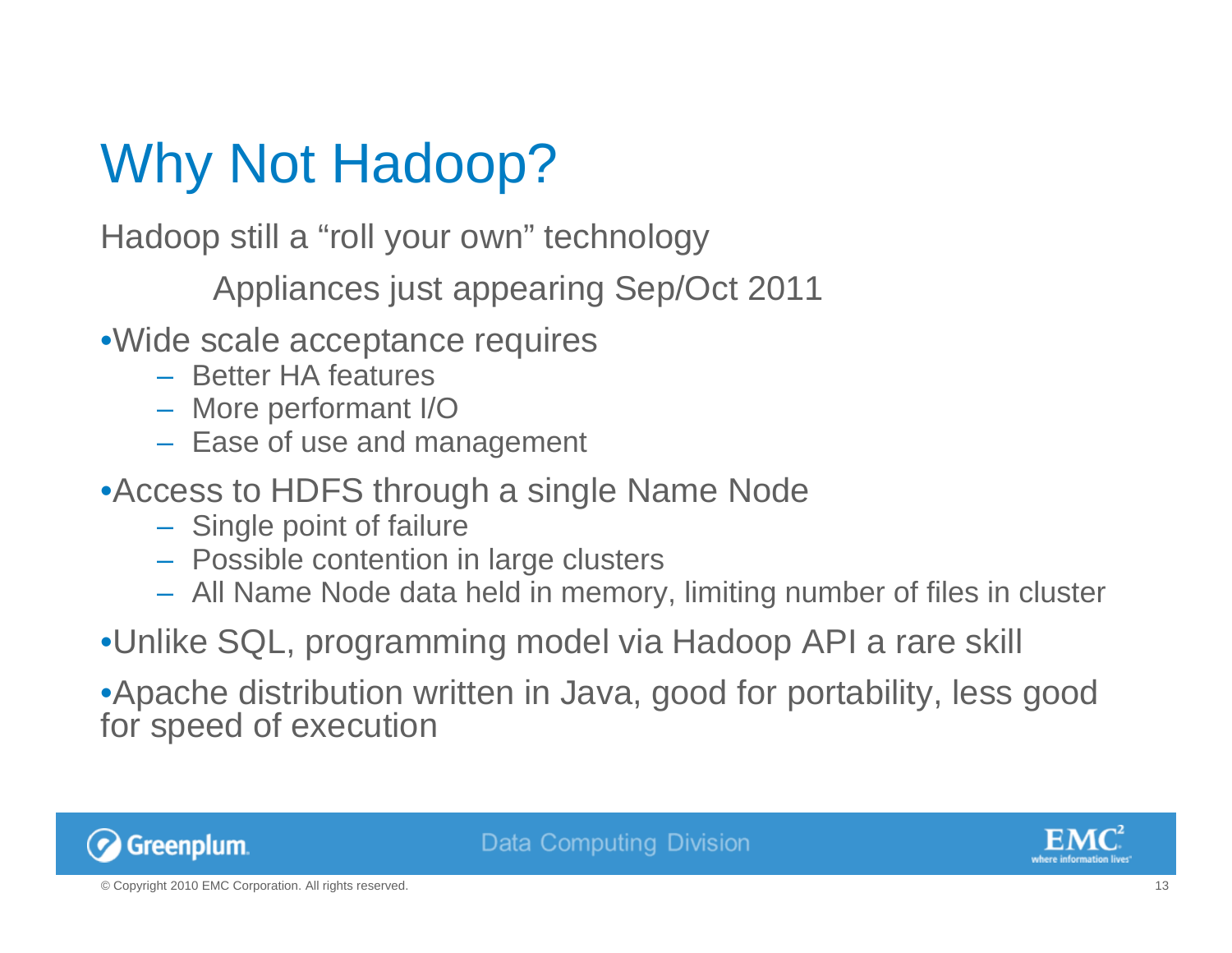# Why Not Hadoop?

Hadoop still a "roll your own" technology

Appliances just appearing Sep/Oct 2011

- Wide scale acceptance requires
  - Better HA features
  - More performant I/O
  - Ease of use and management
- Access to HDFS through a single Name Node
  - Single point of failure
  - Possible contention in large clusters
  - All Name Node data held in memory, limiting number of files in cluster
- Unlike SQL, programming model via Hadoop API a rare skill
- Apache distribution written in Java, good for portability, less good for speed of execution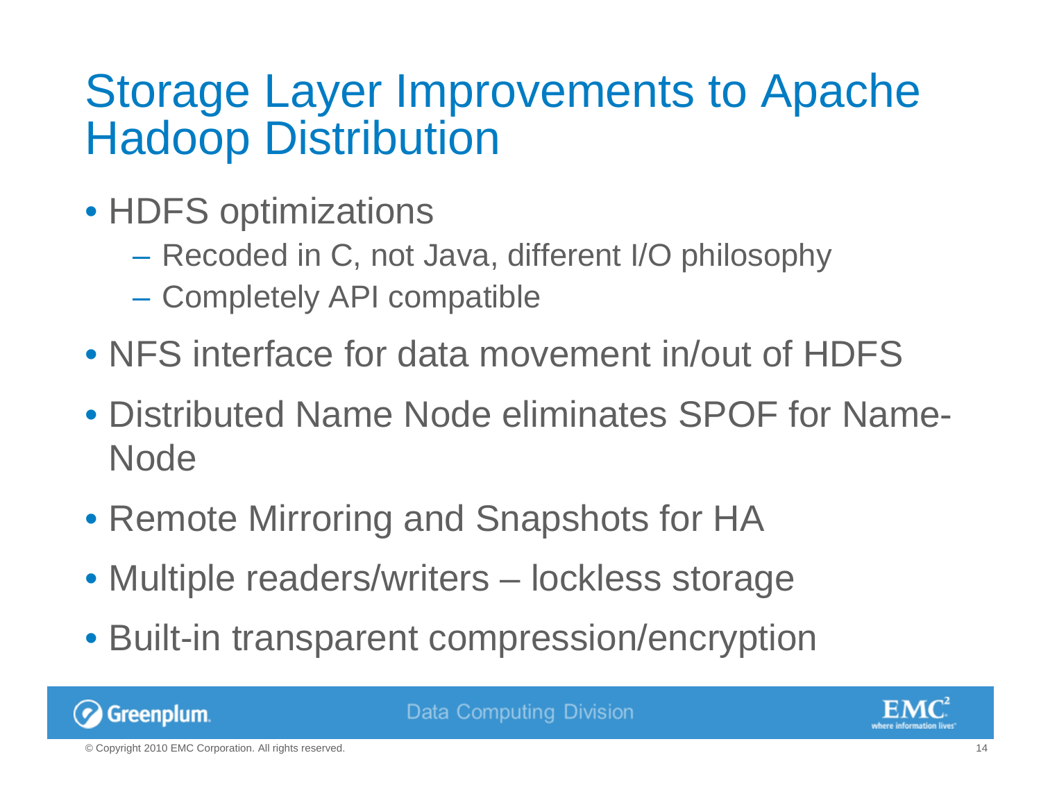# Storage Layer Improvements to Apache Hadoop Distribution

- HDFS optimizations
  - Recoded in C, not Java, different I/O philosophy
  - Completely API compatible
- NFS interface for data movement in/out of HDFS
- Distributed Name Node eliminates SPOF for Name-Node
- Remote Mirroring and Snapshots for HA
- Multiple readers/writers – lockless storage
- Built-in transparent compression/encryption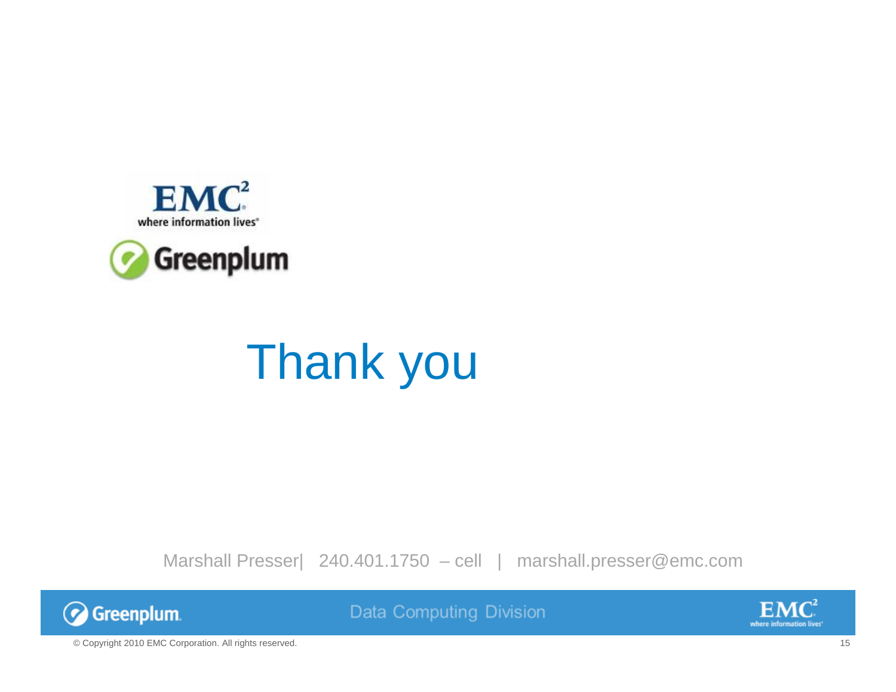# Thank you

Marshall Presser| 240.401.1750 – cell | marshall.presser@emc.com